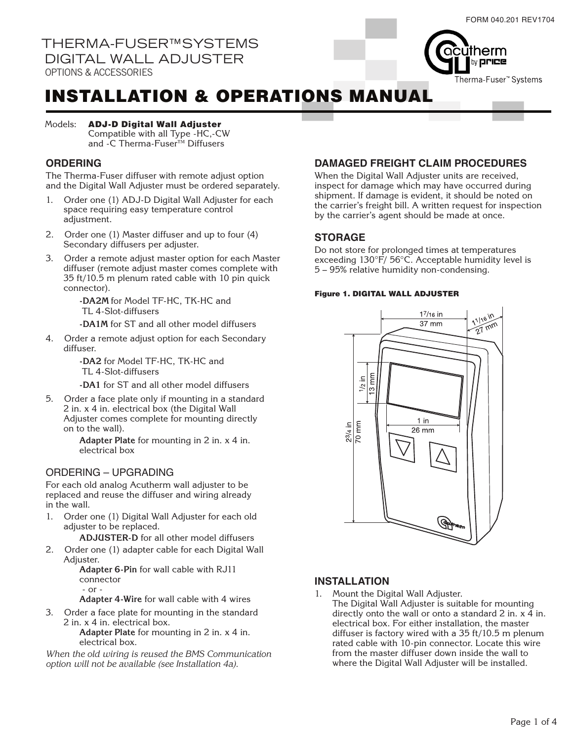FORM 040.201 REV1704

# THERMA-FUSER™SYSTEMS DIGITAL WALL ADJUSTER

OPTIONS & ACCESSORIES

# INSTALLATION & OPERATIONS MANUAL

Models: **ADJ-D Digital Wall Adjuster**
Compatible with all Type -HC,-CW and -C Therma-Fuser™ Diffusers

## ORDERING

The Therma-Fuser diffuser with remote adjust option and the Digital Wall Adjuster must be ordered separately.

1. Order one (1) ADJ-D Digital Wall Adjuster for each space requiring easy temperature control adjustment.
2. Order one (1) Master diffuser and up to four (4) Secondary diffusers per adjuster.
3. Order a remote adjust master option for each Master diffuser (remote adjust master comes complete with 35 ft/10.5 m plenum rated cable with 10 pin quick connector).
   - **-DA2M** for Model TF-HC, TK-HC and TL 4-Slot-diffusers
   - **-DA1M** for ST and all other model diffusers
4. Order a remote adjust option for each Secondary diffuser.
   - **-DA2** for Model TF-HC, TK-HC and TL 4-Slot-diffusers
   - **-DA1** for ST and all other model diffusers
5. Order a face plate only if mounting in a standard 2 in. x 4 in. electrical box (the Digital Wall Adjuster comes complete for mounting directly on to the wall).
   - **Adapter Plate** for mounting in 2 in. x 4 in. electrical box

## ORDERING – UPGRADING

For each old analog Acutherm wall adjuster to be replaced and reuse the diffuser and wiring already in the wall.

1. Order one (1) Digital Wall Adjuster for each old adjuster to be replaced.
   - **ADJUSTER-D** for all other model diffusers
2. Order one (1) adapter cable for each Digital Wall Adjuster.
   - **Adapter 6-Pin** for wall cable with RJ11 connector
     - or -
   - **Adapter 4-Wire** for wall cable with 4 wires
3. Order a face plate for mounting in the standard 2 in. x 4 in. electrical box.
   - **Adapter Plate** for mounting in 2 in. x 4 in. electrical box.

*When the old wiring is reused the BMS Communication option will not be available (see Installation 4a).*

## DAMAGED FREIGHT CLAIM PROCEDURES

When the Digital Wall Adjuster units are received, inspect for damage which may have occurred during shipment. If damage is evident, it should be noted on the carrier's freight bill. A written request for inspection by the carrier's agent should be made at once.

## STORAGE

Do not store for prolonged times at temperatures exceeding 130°F/ 56°C. Acceptable humidity level is 5 – 95% relative humidity non-condensing.

**Figure 1. DIGITAL WALL ADJUSTER**

## INSTALLATION

1. Mount the Digital Wall Adjuster.
   The Digital Wall Adjuster is suitable for mounting directly onto the wall or onto a standard 2 in. x 4 in. electrical box. For either installation, the master diffuser is factory wired with a 35 ft/10.5 m plenum rated cable with 10-pin connector. Locate this wire from the master diffuser down inside the wall to where the Digital Wall Adjuster will be installed.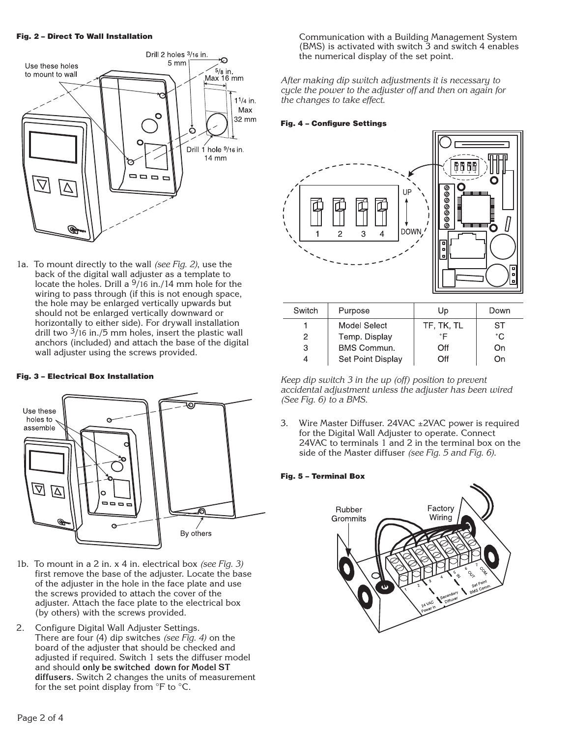**Fig. 2 – Direct To Wall Installation**

1a. To mount directly to the wall *(see Fig. 2)*, use the back of the digital wall adjuster as a template to locate the holes. Drill a 9/16 in./14 mm hole for the wiring to pass through (if this is not enough space, the hole may be enlarged vertically upwards but should not be enlarged vertically downward or horizontally to either side). For drywall installation drill two 3/16 in./5 mm holes, insert the plastic wall anchors (included) and attach the base of the digital wall adjuster using the screws provided.

**Fig. 3 – Electrical Box Installation**

1b. To mount in a 2 in. x 4 in. electrical box *(see Fig. 3)* first remove the base of the adjuster. Locate the base of the adjuster in the hole in the face plate and use the screws provided to attach the cover of the adjuster. Attach the face plate to the electrical box (by others) with the screws provided.

2. Configure Digital Wall Adjuster Settings. There are four (4) dip switches *(see Fig. 4)* on the board of the adjuster that should be checked and adjusted if required. Switch 1 sets the diffuser model and should **only be switched down for Model ST diffusers.** Switch 2 changes the units of measurement for the set point display from °F to °C.

Communication with a Building Management System (BMS) is activated with switch 3 and switch 4 enables the numerical display of the set point.

*After making dip switch adjustments it is necessary to cycle the power to the adjuster off and then on again for the changes to take effect.*

**Fig. 4 – Configure Settings**

| Switch | Purpose | Up | Down |
|---|---|---|---|
| 1 | Model Select | TF, TK, TL | ST |
| 2 | Temp. Display | °F | °C |
| 3 | BMS Commun. | Off | On |
| 4 | Set Point Display | Off | On |

*Keep dip switch 3 in the up (off) position to prevent accidental adjustment unless the adjuster has been wired (See Fig. 6) to a BMS.*

3. Wire Master Diffuser. 24VAC ±2VAC power is required for the Digital Wall Adjuster to operate. Connect 24VAC to terminals 1 and 2 in the terminal box on the side of the Master diffuser *(see Fig. 5 and Fig. 6)*.

**Fig. 5 – Terminal Box**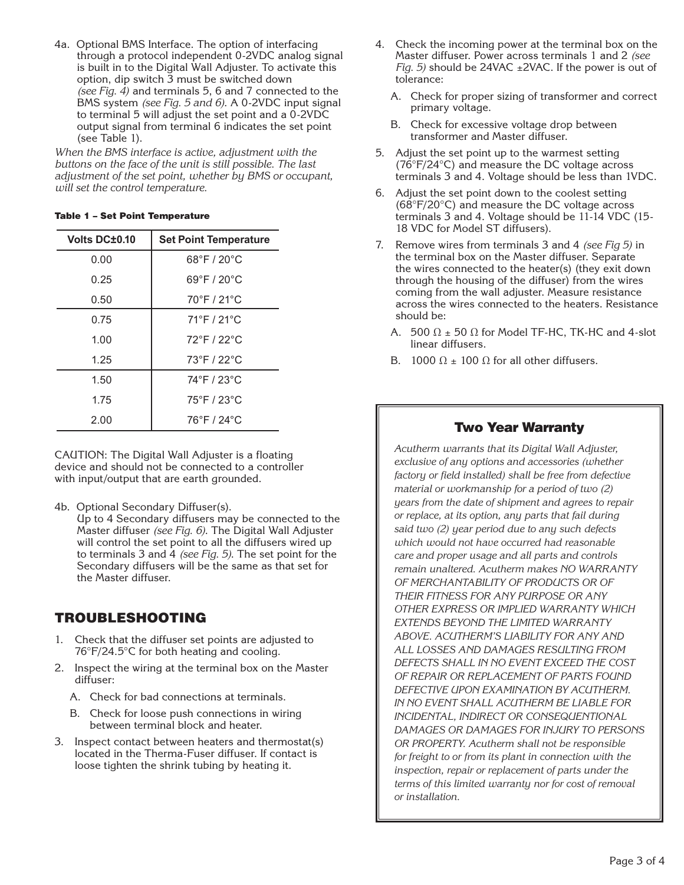4a. Optional BMS Interface. The option of interfacing through a protocol independent 0-2VDC analog signal is built in to the Digital Wall Adjuster. To activate this option, dip switch 3 must be switched down *(see Fig. 4)* and terminals 5, 6 and 7 connected to the BMS system *(see Fig. 5 and 6)*. A 0-2VDC input signal to terminal 5 will adjust the set point and a 0-2VDC output signal from terminal 6 indicates the set point (see Table 1).

*When the BMS interface is active, adjustment with the buttons on the face of the unit is still possible. The last adjustment of the set point, whether by BMS or occupant, will set the control temperature.*

**Table 1 – Set Point Temperature**

| Volts DC±0.10 | Set Point Temperature |
|---|---|
| 0.00 | 68°F / 20°C |
| 0.25 | 69°F / 20°C |
| 0.50 | 70°F / 21°C |
| 0.75 | 71°F / 21°C |
| 1.00 | 72°F / 22°C |
| 1.25 | 73°F / 22°C |
| 1.50 | 74°F / 23°C |
| 1.75 | 75°F / 23°C |
| 2.00 | 76°F / 24°C |

CAUTION: The Digital Wall Adjuster is a floating device and should not be connected to a controller with input/output that are earth grounded.

4b. Optional Secondary Diffuser(s).
Up to 4 Secondary diffusers may be connected to the Master diffuser *(see Fig. 6)*. The Digital Wall Adjuster will control the set point to all the diffusers wired up to terminals 3 and 4 *(see Fig. 5)*. The set point for the Secondary diffusers will be the same as that set for the Master diffuser.

## TROUBLESHOOTING

1. Check that the diffuser set points are adjusted to 76°F/24.5°C for both heating and cooling.
2. Inspect the wiring at the terminal box on the Master diffuser:
   A. Check for bad connections at terminals.
   B. Check for loose push connections in wiring between terminal block and heater.
3. Inspect contact between heaters and thermostat(s) located in the Therma-Fuser diffuser. If contact is loose tighten the shrink tubing by heating it.
4. Check the incoming power at the terminal box on the Master diffuser. Power across terminals 1 and 2 *(see Fig. 5)* should be 24VAC ±2VAC. If the power is out of tolerance:
   A. Check for proper sizing of transformer and correct primary voltage.
   B. Check for excessive voltage drop between transformer and Master diffuser.
5. Adjust the set point up to the warmest setting (76°F/24°C) and measure the DC voltage across terminals 3 and 4. Voltage should be less than 1VDC.
6. Adjust the set point down to the coolest setting (68°F/20°C) and measure the DC voltage across terminals 3 and 4. Voltage should be 11-14 VDC (15-18 VDC for Model ST diffusers).
7. Remove wires from terminals 3 and 4 *(see Fig 5)* in the terminal box on the Master diffuser. Separate the wires connected to the heater(s) (they exit down through the housing of the diffuser) from the wires coming from the wall adjuster. Measure resistance across the wires connected to the heaters. Resistance should be:
   A. 500 Ω ± 50 Ω for Model TF-HC, TK-HC and 4-slot linear diffusers.
   B. 1000 Ω ± 100 Ω for all other diffusers.

### Two Year Warranty

*Acutherm warrants that its Digital Wall Adjuster, exclusive of any options and accessories (whether factory or field installed) shall be free from defective material or workmanship for a period of two (2) years from the date of shipment and agrees to repair or replace, at its option, any parts that fail during said two (2) year period due to any such defects which would not have occurred had reasonable care and proper usage and all parts and controls remain unaltered. Acutherm makes NO WARRANTY OF MERCHANTABILITY OF PRODUCTS OR OF THEIR FITNESS FOR ANY PURPOSE OR ANY OTHER EXPRESS OR IMPLIED WARRANTY WHICH EXTENDS BEYOND THE LIMITED WARRANTY ABOVE. ACUTHERM'S LIABILITY FOR ANY AND ALL LOSSES AND DAMAGES RESULTING FROM DEFECTS SHALL IN NO EVENT EXCEED THE COST OF REPAIR OR REPLACEMENT OF PARTS FOUND DEFECTIVE UPON EXAMINATION BY ACUTHERM. IN NO EVENT SHALL ACUTHERM BE LIABLE FOR INCIDENTAL, INDIRECT OR CONSEQUENTIONAL DAMAGES OR DAMAGES FOR INJURY TO PERSONS OR PROPERTY. Acutherm shall not be responsible for freight to or from its plant in connection with the inspection, repair or replacement of parts under the terms of this limited warranty nor for cost of removal or installation.*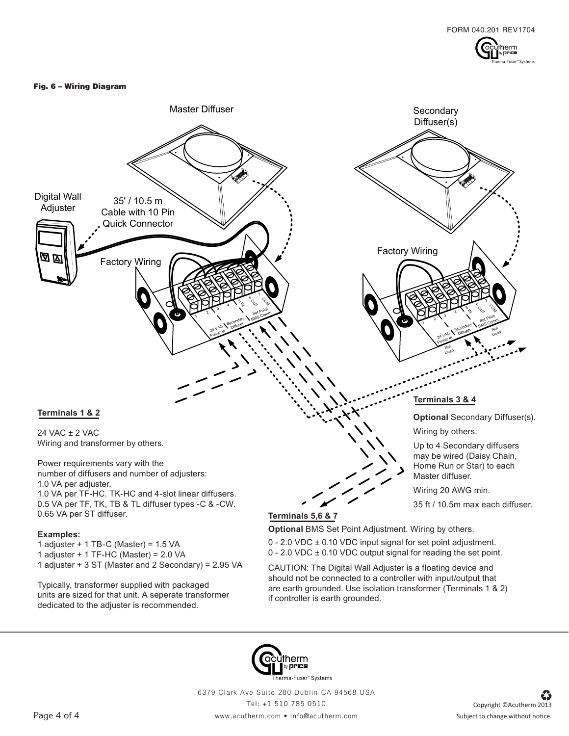**Fig. 6 – Wiring Diagram**

Master Diffuser

Secondary Diffuser(s)

Digital Wall Adjuster

35' / 10.5 m Cable with 10 Pin Quick Connector

Factory Wiring

Factory Wiring

1 2 3 4 5 IN 6 OUT 7 COM

24 VAC Power In

Secondary Diffuser

Set Point BMS Comm.

Not Used

Not Used

**Terminals 1 & 2**

24 VAC ± 2 VAC
Wiring and transformer by others.

Power requirements vary with the number of diffusers and number of adjusters:
1.0 VA per adjuster.
1.0 VA per TF-HC. TK-HC and 4-slot linear diffusers.
0.5 VA per TF, TK, TB & TL diffuser types -C & -CW.
0.65 VA per ST diffuser.

**Examples:**
1 adjuster + 1 TB-C (Master) = 1.5 VA
1 adjuster + 1 TF-HC (Master) = 2.0 VA
1 adjuster + 3 ST (Master and 2 Secondary) = 2.95 VA

Typically, transformer supplied with packaged units are sized for that unit. A seperate transformer dedicated to the adjuster is recommended.

**Terminals 3 & 4**

**Optional** Secondary Diffuser(s).

Wiring by others.

Up to 4 Secondary diffusers may be wired (Daisy Chain, Home Run or Star) to each Master diffuser.

Wiring 20 AWG min.

35 ft / 10.5m max each diffuser.

**Terminals 5,6 & 7**

**Optional** BMS Set Point Adjustment. Wiring by others.

0 - 2.0 VDC ± 0.10 VDC input signal for set point adjustment.
0 - 2.0 VDC ± 0.10 VDC output signal for reading the set point.

CAUTION: The Digital Wall Adjuster is a floating device and should not be connected to a controller with input/output that are earth grounded. Use isolation transformer (Terminals 1 & 2) if controller is earth grounded.